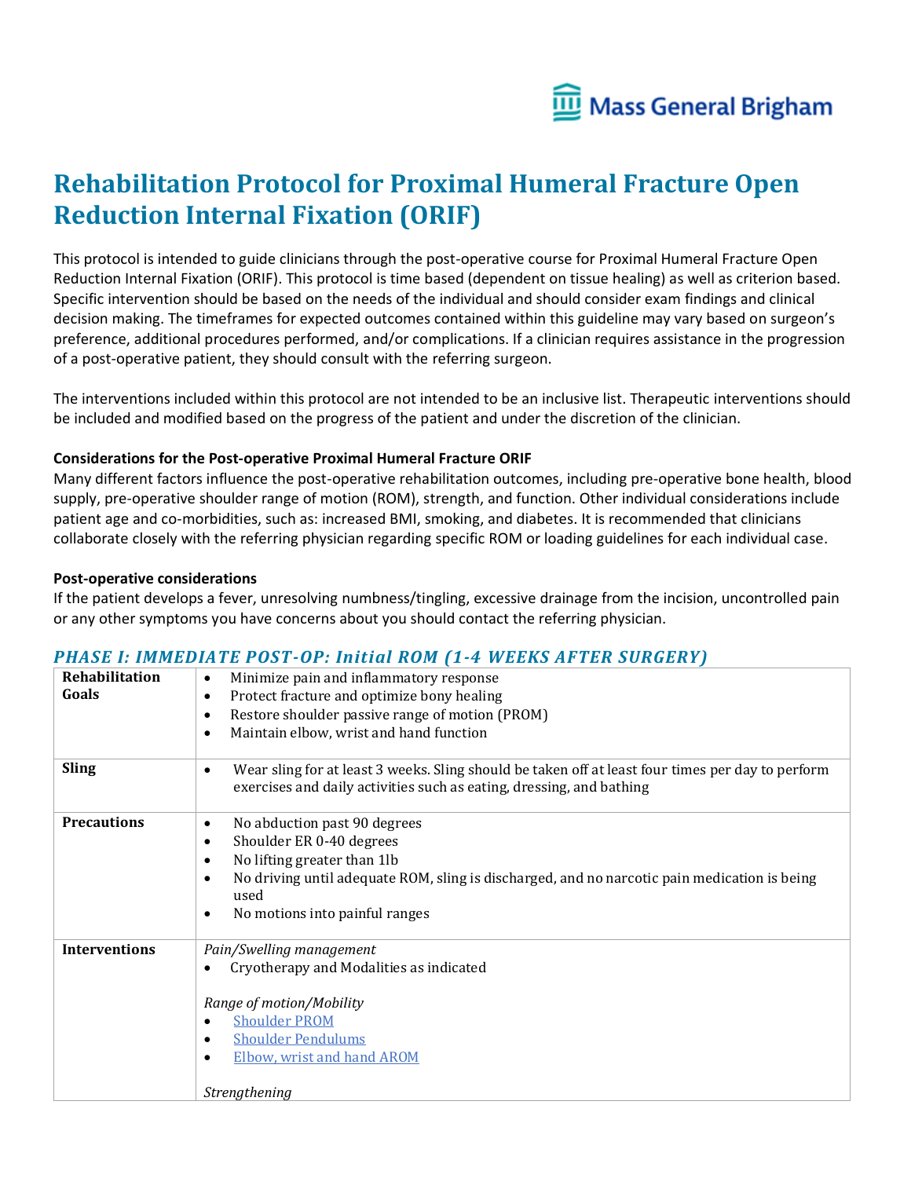# Rehabilitation Protocol for Proximal Humeral Fracture Open Reduction Internal Fixation (ORIF)

This protocol is intended to guide clinicians through the post-operative course for Proximal Humeral Fracture Open Reduction Internal Fixation (ORIF). This protocol is time based (dependent on tissue healing) as well as criterion based. Specific intervention should be based on the needs of the individual and should consider exam findings and clinical decision making. The timeframes for expected outcomes contained within this guideline may vary based on surgeon's preference, additional procedures performed, and/or complications. If a clinician requires assistance in the progression of a post-operative patient, they should consult with the referring surgeon.

The interventions included within this protocol are not intended to be an inclusive list. Therapeutic interventions should be included and modified based on the progress of the patient and under the discretion of the clinician.

**Considerations for the Post-operative Proximal Humeral Fracture ORIF**

Many different factors influence the post-operative rehabilitation outcomes, including pre-operative bone health, blood supply, pre-operative shoulder range of motion (ROM), strength, and function. Other individual considerations include patient age and co-morbidities, such as: increased BMI, smoking, and diabetes. It is recommended that clinicians collaborate closely with the referring physician regarding specific ROM or loading guidelines for each individual case.

**Post-operative considerations**

If the patient develops a fever, unresolving numbness/tingling, excessive drainage from the incision, uncontrolled pain or any other symptoms you have concerns about you should contact the referring physician.

## *PHASE I: IMMEDIATE POST-OP: Initial ROM (1-4 WEEKS AFTER SURGERY)*

| | |
|---|---|
| **Rehabilitation Goals** | • Minimize pain and inflammatory response<br>• Protect fracture and optimize bony healing<br>• Restore shoulder passive range of motion (PROM)<br>• Maintain elbow, wrist and hand function |
| **Sling** | • Wear sling for at least 3 weeks. Sling should be taken off at least four times per day to perform exercises and daily activities such as eating, dressing, and bathing |
| **Precautions** | • No abduction past 90 degrees<br>• Shoulder ER 0-40 degrees<br>• No lifting greater than 1lb<br>• No driving until adequate ROM, sling is discharged, and no narcotic pain medication is being used<br>• No motions into painful ranges |
| **Interventions** | *Pain/Swelling management*<br>• Cryotherapy and Modalities as indicated<br><br>*Range of motion/Mobility*<br>• Shoulder PROM<br>• Shoulder Pendulums<br>• Elbow, wrist and hand AROM<br><br>*Strengthening* |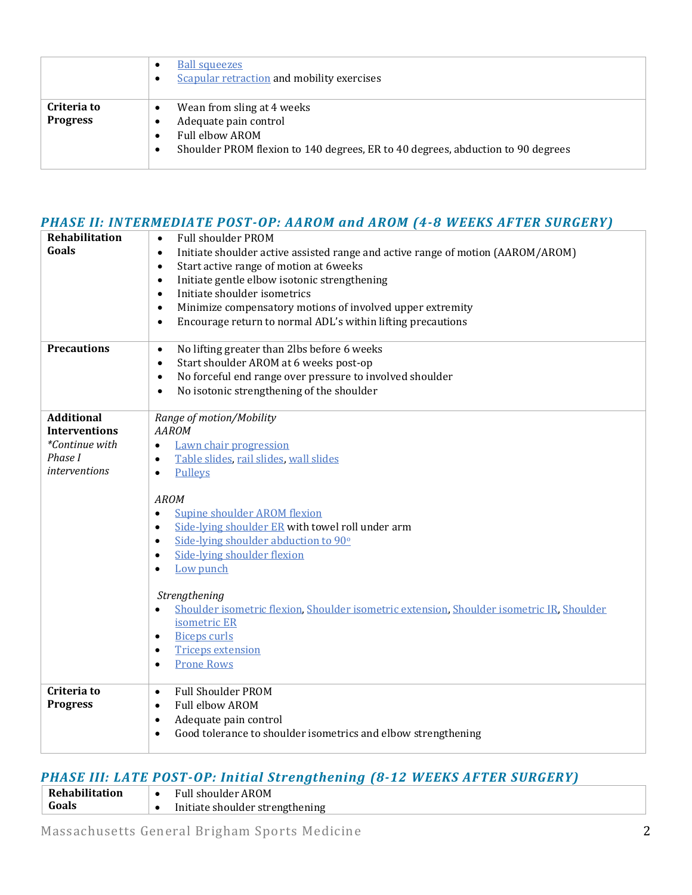|  |  |
| --- | --- |
|  | • Ball squeezes<br>• Scapular retraction and mobility exercises |
| **Criteria to Progress** | • Wean from sling at 4 weeks<br>• Adequate pain control<br>• Full elbow AROM<br>• Shoulder PROM flexion to 140 degrees, ER to 40 degrees, abduction to 90 degrees |

## *PHASE II: INTERMEDIATE POST-OP: AAROM and AROM (4-8 WEEKS AFTER SURGERY)*

|  |  |
| --- | --- |
| **Rehabilitation Goals** | • Full shoulder PROM<br>• Initiate shoulder active assisted range and active range of motion (AAROM/AROM)<br>• Start active range of motion at 6weeks<br>• Initiate gentle elbow isotonic strengthening<br>• Initiate shoulder isometrics<br>• Minimize compensatory motions of involved upper extremity<br>• Encourage return to normal ADL's within lifting precautions |
| **Precautions** | • No lifting greater than 2lbs before 6 weeks<br>• Start shoulder AROM at 6 weeks post-op<br>• No forceful end range over pressure to involved shoulder<br>• No isotonic strengthening of the shoulder |
| **Additional Interventions** *\*Continue with Phase I interventions* | *Range of motion/Mobility*<br>*AAROM*<br>• Lawn chair progression<br>• Table slides, rail slides, wall slides<br>• Pulleys<br><br>*AROM*<br>• Supine shoulder AROM flexion<br>• Side-lying shoulder ER with towel roll under arm<br>• Side-lying shoulder abduction to 90°<br>• Side-lying shoulder flexion<br>• Low punch<br><br>*Strengthening*<br>• Shoulder isometric flexion, Shoulder isometric extension, Shoulder isometric IR, Shoulder isometric ER<br>• Biceps curls<br>• Triceps extension<br>• Prone Rows |
| **Criteria to Progress** | • Full Shoulder PROM<br>• Full elbow AROM<br>• Adequate pain control<br>• Good tolerance to shoulder isometrics and elbow strengthening |

## *PHASE III: LATE POST-OP: Initial Strengthening (8-12 WEEKS AFTER SURGERY)*

|  |  |
| --- | --- |
| **Rehabilitation Goals** | • Full shoulder AROM<br>• Initiate shoulder strengthening |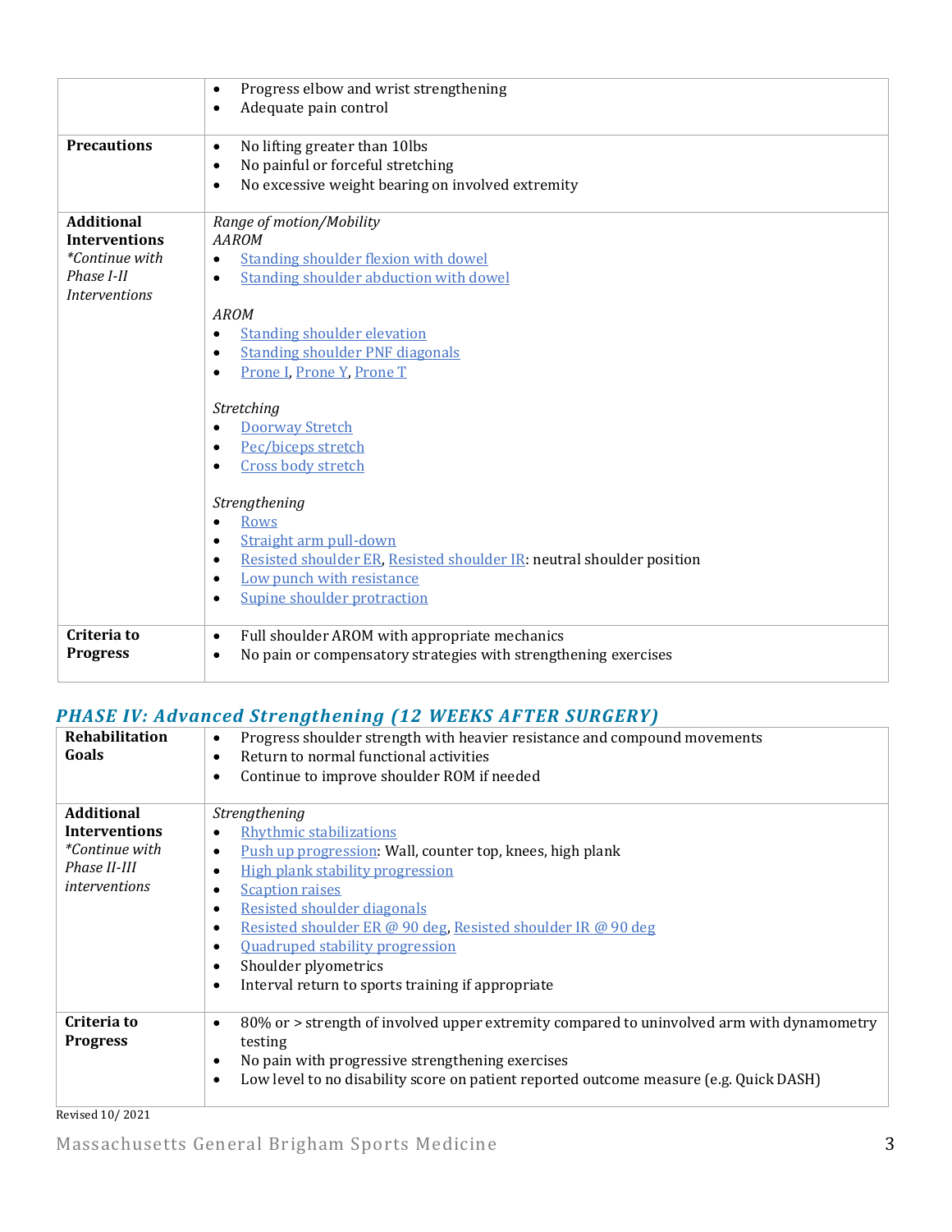| | |
|---|---|
| | • Progress elbow and wrist strengthening<br>• Adequate pain control |
| **Precautions** | • No lifting greater than 10lbs<br>• No painful or forceful stretching<br>• No excessive weight bearing on involved extremity |
| **Additional Interventions** *\*Continue with Phase I-II Interventions* | *Range of motion/Mobility*<br>*AAROM*<br>• Standing shoulder flexion with dowel<br>• Standing shoulder abduction with dowel<br><br>*AROM*<br>• Standing shoulder elevation<br>• Standing shoulder PNF diagonals<br>• Prone I, Prone Y, Prone T<br><br>*Stretching*<br>• Doorway Stretch<br>• Pec/biceps stretch<br>• Cross body stretch<br><br>*Strengthening*<br>• Rows<br>• Straight arm pull-down<br>• Resisted shoulder ER, Resisted shoulder IR: neutral shoulder position<br>• Low punch with resistance<br>• Supine shoulder protraction |
| **Criteria to Progress** | • Full shoulder AROM with appropriate mechanics<br>• No pain or compensatory strategies with strengthening exercises |

## *PHASE IV: Advanced Strengthening (12 WEEKS AFTER SURGERY)*

| | |
|---|---|
| **Rehabilitation Goals** | • Progress shoulder strength with heavier resistance and compound movements<br>• Return to normal functional activities<br>• Continue to improve shoulder ROM if needed |
| **Additional Interventions** *\*Continue with Phase II-III interventions* | *Strengthening*<br>• Rhythmic stabilizations<br>• Push up progression: Wall, counter top, knees, high plank<br>• High plank stability progression<br>• Scaption raises<br>• Resisted shoulder diagonals<br>• Resisted shoulder ER @ 90 deg, Resisted shoulder IR @ 90 deg<br>• Quadruped stability progression<br>• Shoulder plyometrics<br>• Interval return to sports training if appropriate |
| **Criteria to Progress** | • 80% or > strength of involved upper extremity compared to uninvolved arm with dynamometry testing<br>• No pain with progressive strengthening exercises<br>• Low level to no disability score on patient reported outcome measure (e.g. Quick DASH) |

Revised 10/ 2021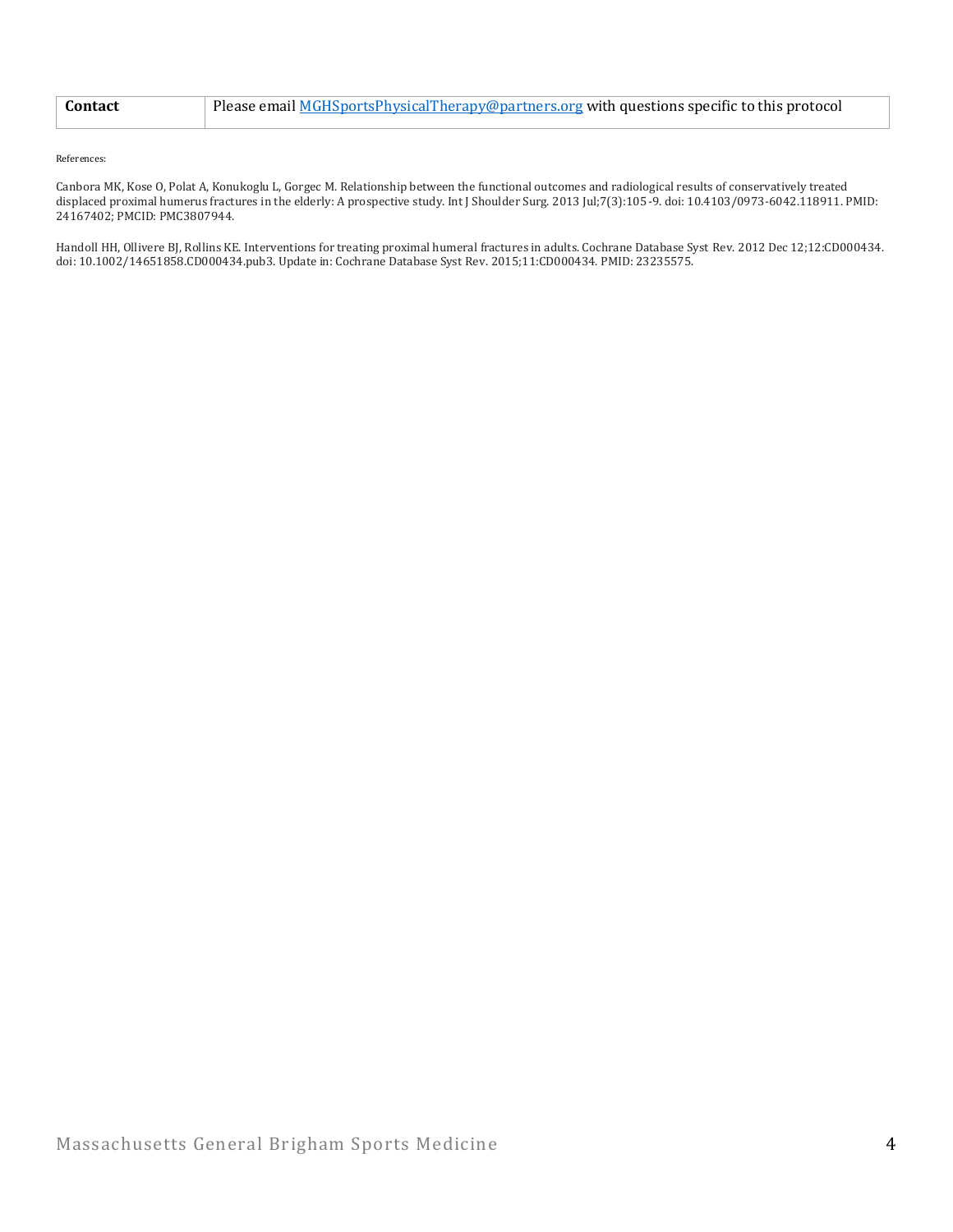| | |
|---|---|
| **Contact** | Please email [MGHSportsPhysicalTherapy@partners.org](mailto:MGHSportsPhysicalTherapy@partners.org) with questions specific to this protocol |

References:

Canbora MK, Kose O, Polat A, Konukoglu L, Gorgec M. Relationship between the functional outcomes and radiological results of conservatively treated displaced proximal humerus fractures in the elderly: A prospective study. Int J Shoulder Surg. 2013 Jul;7(3):105-9. doi: 10.4103/0973-6042.118911. PMID: 24167402; PMCID: PMC3807944.

Handoll HH, Ollivere BJ, Rollins KE. Interventions for treating proximal humeral fractures in adults. Cochrane Database Syst Rev. 2012 Dec 12;12:CD000434. doi: 10.1002/14651858.CD000434.pub3. Update in: Cochrane Database Syst Rev. 2015;11:CD000434. PMID: 23235575.